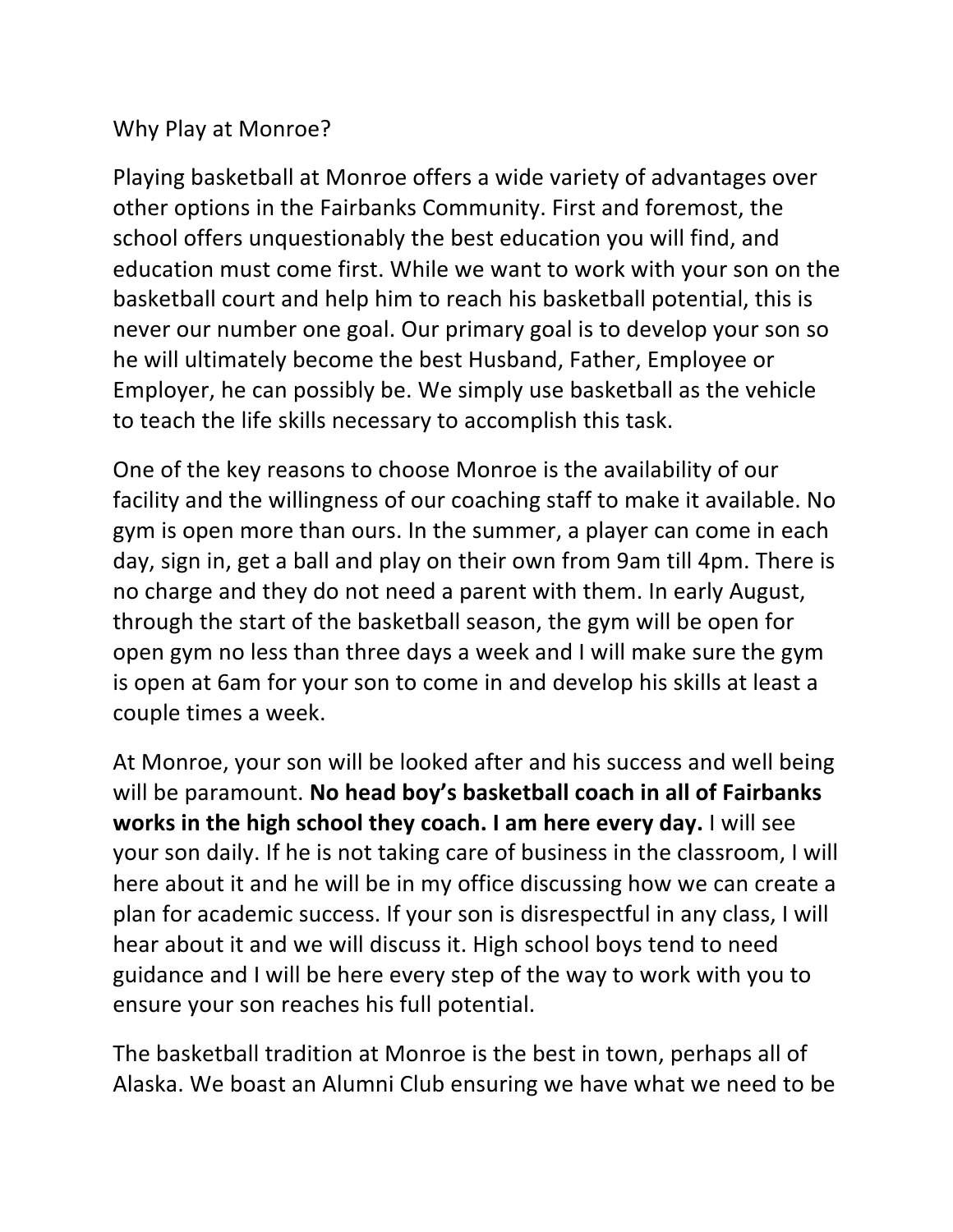# Why Play at Monroe?

Playing basketball at Monroe offers a wide variety of advantages over other options in the Fairbanks Community. First and foremost, the school offers unquestionably the best education you will find, and education must come first. While we want to work with your son on the basketball court and help him to reach his basketball potential, this is never our number one goal. Our primary goal is to develop your son so he will ultimately become the best Husband, Father, Employee or Employer, he can possibly be. We simply use basketball as the vehicle to teach the life skills necessary to accomplish this task.

One of the key reasons to choose Monroe is the availability of our facility and the willingness of our coaching staff to make it available. No gym is open more than ours. In the summer, a player can come in each day, sign in, get a ball and play on their own from 9am till 4pm. There is no charge and they do not need a parent with them. In early August, through the start of the basketball season, the gym will be open for open gym no less than three days a week and I will make sure the gym is open at 6am for your son to come in and develop his skills at least a couple times a week.

At Monroe, your son will be looked after and his success and well being will be paramount. **No head boy's basketball coach in all of Fairbanks works in the high school they coach. I am here every day.** I will see your son daily. If he is not taking care of business in the classroom, I will here about it and he will be in my office discussing how we can create a plan for academic success. If your son is disrespectful in any class, I will hear about it and we will discuss it. High school boys tend to need guidance and I will be here every step of the way to work with you to ensure your son reaches his full potential.

The basketball tradition at Monroe is the best in town, perhaps all of Alaska. We boast an Alumni Club ensuring we have what we need to be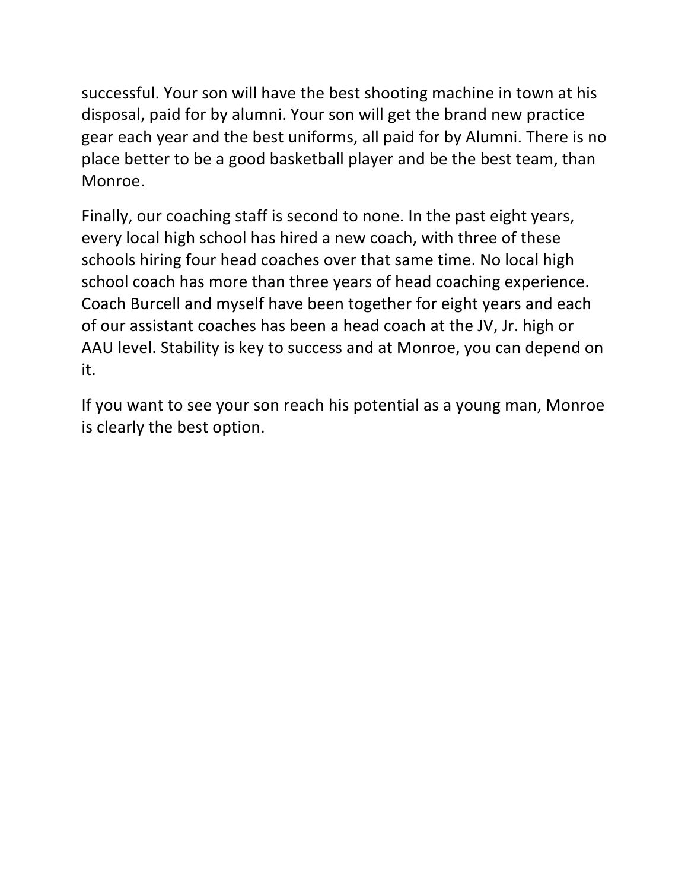successful. Your son will have the best shooting machine in town at his disposal, paid for by alumni. Your son will get the brand new practice gear each year and the best uniforms, all paid for by Alumni. There is no place better to be a good basketball player and be the best team, than Monroe.

Finally, our coaching staff is second to none. In the past eight years, every local high school has hired a new coach, with three of these schools hiring four head coaches over that same time. No local high school coach has more than three years of head coaching experience. Coach Burcell and myself have been together for eight years and each of our assistant coaches has been a head coach at the JV, Jr. high or AAU level. Stability is key to success and at Monroe, you can depend on it.

If you want to see your son reach his potential as a young man, Monroe is clearly the best option.